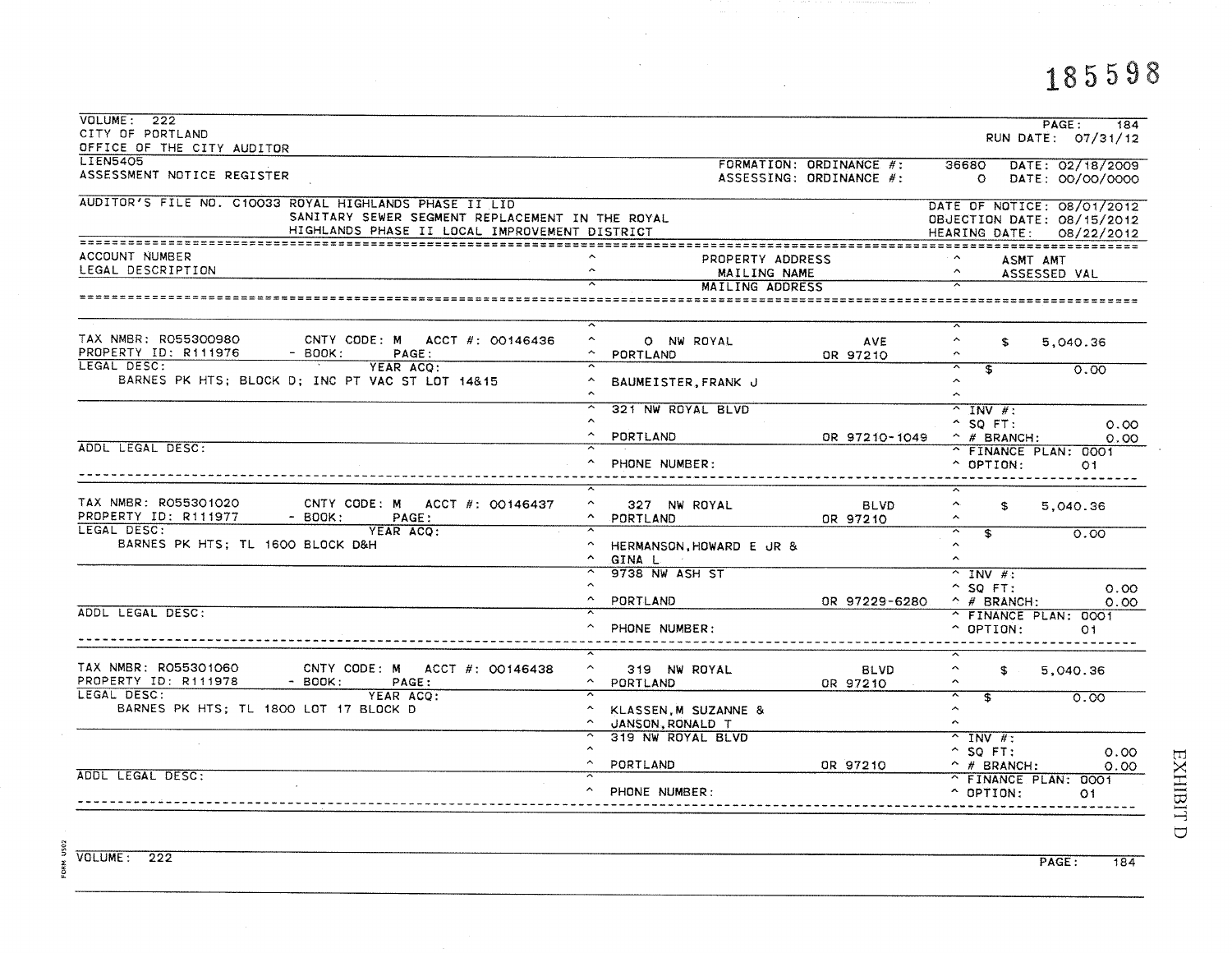185598

VOLUME: 222
CITY OF PORTLAND
OFFICE OF THE CITY AUDITOR

PAGE: 184
RUN DATE: 07/31/12

LIEN5405
ASSESSMENT NOTICE REGISTER

FORMATION: ORDINANCE #: 36680 DATE: 02/18/2009
ASSESSING: ORDINANCE #: 0 DATE: 00/00/0000

AUDITOR'S FILE NO. C10033 ROYAL HIGHLANDS PHASE II LID
SANITARY SEWER SEGMENT REPLACEMENT IN THE ROYAL HIGHLANDS PHASE II LOCAL IMPROVEMENT DISTRICT

DATE OF NOTICE: 08/01/2012
OBJECTION DATE: 08/15/2012
HEARING DATE: 08/22/2012

| ACCOUNT NUMBER / LEGAL DESCRIPTION | PROPERTY ADDRESS / MAILING NAME / MAILING ADDRESS | ASMT AMT / ASSESSED VAL |
|---|---|---|
| TAX NMBR: R055300980 CNTY CODE: M ACCT #: 00146436<br>PROPERTY ID: R111976 - BOOK: PAGE:<br>LEGAL DESC: YEAR ACQ:<br>BARNES PK HTS; BLOCK D; INC PT VAC ST LOT 14&15<br>ADDL LEGAL DESC: | 0 NW ROYAL AVE<br>PORTLAND OR 97210<br>BAUMEISTER, FRANK J<br>321 NW ROYAL BLVD<br>PORTLAND OR 97210-1049<br>PHONE NUMBER: | $ 5,040.36<br>$ 0.00<br>INV #:<br>SQ FT: 0.00<br># BRANCH: 0.00<br>FINANCE PLAN: 0001<br>OPTION: 01 |
| TAX NMBR: R055301020 CNTY CODE: M ACCT #: 00146437<br>PROPERTY ID: R111977 - BOOK: PAGE:<br>LEGAL DESC: YEAR ACQ:<br>BARNES PK HTS; TL 1600 BLOCK D&H<br>ADDL LEGAL DESC: | 327 NW ROYAL BLVD<br>PORTLAND OR 97210<br>HERMANSON, HOWARD E JR &<br>GINA L<br>9738 NW ASH ST<br>PORTLAND OR 97229-6280<br>PHONE NUMBER: | $ 5,040.36<br>$ 0.00<br>INV #:<br>SQ FT: 0.00<br># BRANCH: 0.00<br>FINANCE PLAN: 0001<br>OPTION: 01 |
| TAX NMBR: R055301060 CNTY CODE: M ACCT #: 00146438<br>PROPERTY ID: R111978 - BOOK: PAGE:<br>LEGAL DESC: YEAR ACQ:<br>BARNES PK HTS; TL 1800 LOT 17 BLOCK D<br>ADDL LEGAL DESC: | 319 NW ROYAL BLVD<br>PORTLAND OR 97210<br>KLASSEN, M SUZANNE &<br>JANSON, RONALD T<br>319 NW ROYAL BLVD<br>PORTLAND OR 97210<br>PHONE NUMBER: | $ 5,040.36<br>$ 0.00<br>INV #:<br>SQ FT: 0.00<br># BRANCH: 0.00<br>FINANCE PLAN: 0001<br>OPTION: 01 |

EXHIBIT D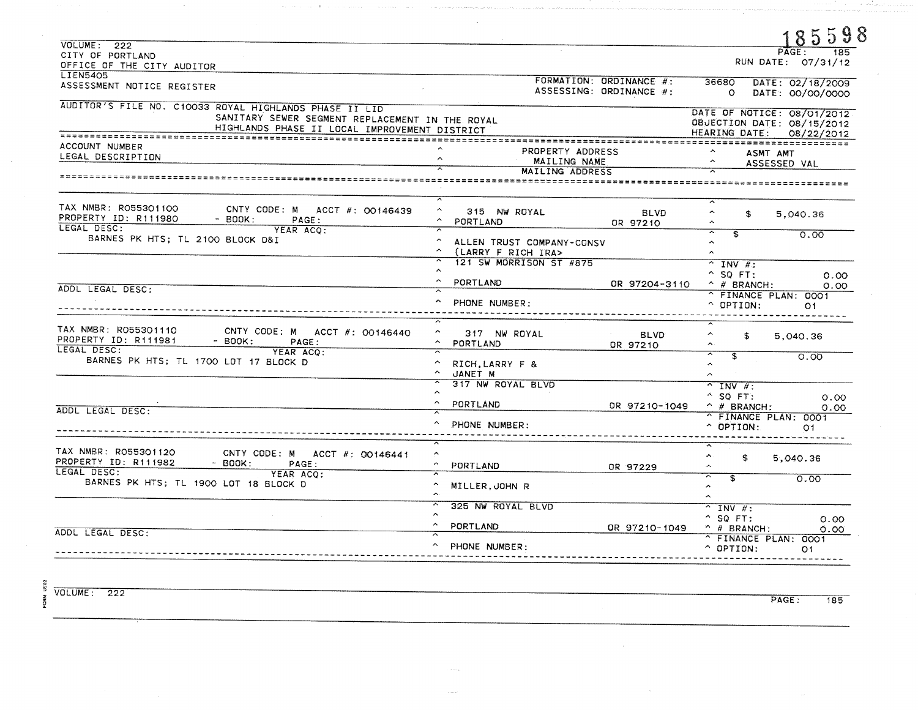185598

VOLUME: 222
CITY OF PORTLAND
OFFICE OF THE CITY AUDITOR
LIEN5405
ASSESSMENT NOTICE REGISTER

PAGE: 185
RUN DATE: 07/31/12

FORMATION: ORDINANCE #: 36680 DATE: 02/18/2009
ASSESSING: ORDINANCE #: 0 DATE: 00/00/0000

AUDITOR'S FILE NO. C10033 ROYAL HIGHLANDS PHASE II LID
SANITARY SEWER SEGMENT REPLACEMENT IN THE ROYAL HIGHLANDS PHASE II LOCAL IMPROVEMENT DISTRICT

DATE OF NOTICE: 08/01/2012
OBJECTION DATE: 08/15/2012
HEARING DATE: 08/22/2012

| ACCOUNT NUMBER / LEGAL DESCRIPTION | PROPERTY ADDRESS / MAILING NAME / MAILING ADDRESS | ASMT AMT / ASSESSED VAL |
|---|---|---|
| TAX NMBR: R055301100 CNTY CODE: M ACCT #: 00146439<br>PROPERTY ID: R111980 - BOOK: PAGE:<br>LEGAL DESC: YEAR ACQ:<br>BARNES PK HTS; TL 2100 BLOCK D&I<br>ADDL LEGAL DESC: | 315 NW ROYAL BLVD<br>PORTLAND OR 97210<br>ALLEN TRUST COMPANY-CONSV<br>(LARRY F RICH IRA><br>121 SW MORRISON ST #875<br>PORTLAND OR 97204-3110<br>PHONE NUMBER: | $ 5,040.36<br>$ 0.00<br>INV #:<br>SQ FT: 0.00<br># BRANCH: 0.00<br>FINANCE PLAN: 0001<br>OPTION: 01 |
| TAX NMBR: R055301110 CNTY CODE: M ACCT #: 00146440<br>PROPERTY ID: R111981 - BOOK: PAGE:<br>LEGAL DESC: YEAR ACQ:<br>BARNES PK HTS; TL 1700 LOT 17 BLOCK D<br>ADDL LEGAL DESC: | 317 NW ROYAL BLVD<br>PORTLAND OR 97210<br>RICH,LARRY F &<br>JANET M<br>317 NW ROYAL BLVD<br>PORTLAND OR 97210-1049<br>PHONE NUMBER: | $ 5,040.36<br>$ 0.00<br>INV #:<br>SQ FT: 0.00<br># BRANCH: 0.00<br>FINANCE PLAN: 0001<br>OPTION: 01 |
| TAX NMBR: R055301120 CNTY CODE: M ACCT #: 00146441<br>PROPERTY ID: R111982 - BOOK: PAGE:<br>LEGAL DESC: YEAR ACQ:<br>BARNES PK HTS; TL 1900 LOT 18 BLOCK D<br>ADDL LEGAL DESC: | PORTLAND OR 97229<br>MILLER,JOHN R<br>325 NW ROYAL BLVD<br>PORTLAND OR 97210-1049<br>PHONE NUMBER: | $ 5,040.36<br>$ 0.00<br>INV #:<br>SQ FT: 0.00<br># BRANCH: 0.00<br>FINANCE PLAN: 0001<br>OPTION: 01 |

VOLUME: 222 PAGE: 185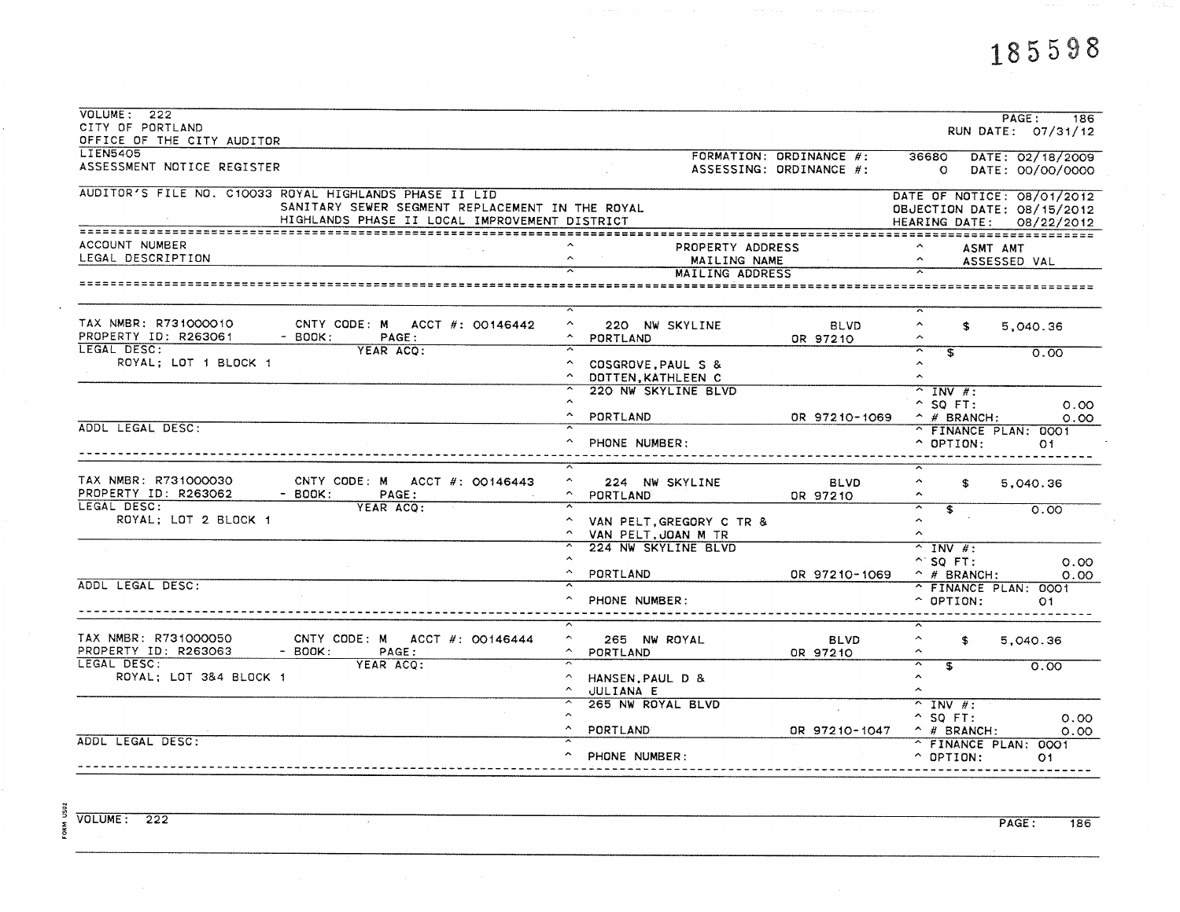185598

VOLUME: 222
CITY OF PORTLAND
OFFICE OF THE CITY AUDITOR
LIEN5405
ASSESSMENT NOTICE REGISTER

PAGE: 186
RUN DATE: 07/31/12

FORMATION: ORDINANCE #: 36680 DATE: 02/18/2009
ASSESSING: ORDINANCE #: 0 DATE: 00/00/0000

AUDITOR'S FILE NO. C10033 ROYAL HIGHLANDS PHASE II LID
SANITARY SEWER SEGMENT REPLACEMENT IN THE ROYAL
HIGHLANDS PHASE II LOCAL IMPROVEMENT DISTRICT

DATE OF NOTICE: 08/01/2012
OBJECTION DATE: 08/15/2012
HEARING DATE: 08/22/2012

| ACCOUNT NUMBER / LEGAL DESCRIPTION | PROPERTY ADDRESS / MAILING NAME / MAILING ADDRESS | ASMT AMT / ASSESSED VAL |
|---|---|---|
| TAX NMBR: R731000010 CNTY CODE: M ACCT #: 00146442<br>PROPERTY ID: R263061 - BOOK: PAGE:<br>LEGAL DESC: YEAR ACQ:<br>ROYAL; LOT 1 BLOCK 1<br>ADDL LEGAL DESC: | 220 NW SKYLINE BLVD<br>PORTLAND OR 97210<br>COSGROVE,PAUL S &<br>DOTTEN,KATHLEEN C<br>220 NW SKYLINE BLVD<br>PORTLAND OR 97210-1069<br>PHONE NUMBER: | $ 5,040.36<br>$ 0.00<br>INV #:<br>SQ FT: 0.00<br># BRANCH: 0.00<br>FINANCE PLAN: 0001<br>OPTION: 01 |
| TAX NMBR: R731000030 CNTY CODE: M ACCT #: 00146443<br>PROPERTY ID: R263062 - BOOK: PAGE:<br>LEGAL DESC: YEAR ACQ:<br>ROYAL; LOT 2 BLOCK 1<br>ADDL LEGAL DESC: | 224 NW SKYLINE BLVD<br>PORTLAND OR 97210<br>VAN PELT,GREGORY C TR &<br>VAN PELT,JOAN M TR<br>224 NW SKYLINE BLVD<br>PORTLAND OR 97210-1069<br>PHONE NUMBER: | $ 5,040.36<br>$ 0.00<br>INV #:<br>SQ FT: 0.00<br># BRANCH: 0.00<br>FINANCE PLAN: 0001<br>OPTION: 01 |
| TAX NMBR: R731000050 CNTY CODE: M ACCT #: 00146444<br>PROPERTY ID: R263063 - BOOK: PAGE:<br>LEGAL DESC: YEAR ACQ:<br>ROYAL; LOT 3&4 BLOCK 1<br>ADDL LEGAL DESC: | 265 NW ROYAL BLVD<br>PORTLAND OR 97210<br>HANSEN,PAUL D &<br>JULIANA E<br>265 NW ROYAL BLVD<br>PORTLAND OR 97210-1047<br>PHONE NUMBER: | $ 5,040.36<br>$ 0.00<br>INV #:<br>SQ FT: 0.00<br># BRANCH: 0.00<br>FINANCE PLAN: 0001<br>OPTION: 01 |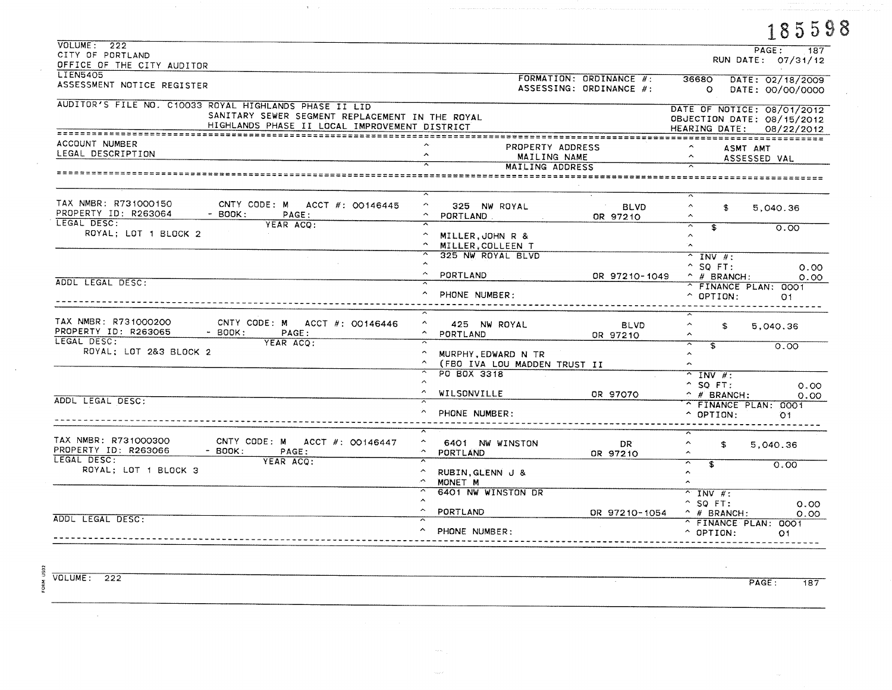185598

VOLUME: 222
CITY OF PORTLAND
OFFICE OF THE CITY AUDITOR

PAGE: 187
RUN DATE: 07/31/12

LIEN5405
ASSESSMENT NOTICE REGISTER

FORMATION: ORDINANCE #: 36680 DATE: 02/18/2009
ASSESSING: ORDINANCE #: 0 DATE: 00/00/0000

AUDITOR'S FILE NO. C10033 ROYAL HIGHLANDS PHASE II LID
SANITARY SEWER SEGMENT REPLACEMENT IN THE ROYAL HIGHLANDS PHASE II LOCAL IMPROVEMENT DISTRICT

DATE OF NOTICE: 08/01/2012
OBJECTION DATE: 08/15/2012
HEARING DATE: 08/22/2012

| ACCOUNT NUMBER / LEGAL DESCRIPTION | PROPERTY ADDRESS / MAILING NAME / MAILING ADDRESS | ASMT AMT / ASSESSED VAL |
|---|---|---|
| TAX NMBR: R731000150 CNTY CODE: M ACCT #: 00146445<br>PROPERTY ID: R263064 - BOOK: PAGE:<br>LEGAL DESC: YEAR ACQ:<br>ROYAL; LOT 1 BLOCK 2<br>ADDL LEGAL DESC: | 325 NW ROYAL BLVD<br>PORTLAND OR 97210<br>MILLER,JOHN R &<br>MILLER,COLLEEN T<br>325 NW ROYAL BLVD<br>PORTLAND OR 97210-1049<br>PHONE NUMBER: | $ 5,040.36<br>$ 0.00<br>INV #:<br>SQ FT: 0.00<br># BRANCH: 0.00<br>FINANCE PLAN: 0001<br>OPTION: 01 |
| TAX NMBR: R731000200 CNTY CODE: M ACCT #: 00146446<br>PROPERTY ID: R263065 - BOOK: PAGE:<br>LEGAL DESC: YEAR ACQ:<br>ROYAL; LOT 2&3 BLOCK 2<br>ADDL LEGAL DESC: | 425 NW ROYAL BLVD<br>PORTLAND OR 97210<br>MURPHY,EDWARD N TR<br>(FBO IVA LOU MADDEN TRUST II<br>PO BOX 3318<br>WILSONVILLE OR 97070<br>PHONE NUMBER: | $ 5,040.36<br>$ 0.00<br>INV #:<br>SQ FT: 0.00<br># BRANCH: 0.00<br>FINANCE PLAN: 0001<br>OPTION: 01 |
| TAX NMBR: R731000300 CNTY CODE: M ACCT #: 00146447<br>PROPERTY ID: R263066 - BOOK: PAGE:<br>LEGAL DESC: YEAR ACQ:<br>ROYAL; LOT 1 BLOCK 3<br>ADDL LEGAL DESC: | 6401 NW WINSTON DR<br>PORTLAND OR 97210<br>RUBIN,GLENN J &<br>MONET M<br>6401 NW WINSTON DR<br>PORTLAND OR 97210-1054<br>PHONE NUMBER: | $ 5,040.36<br>$ 0.00<br>INV #:<br>SQ FT: 0.00<br># BRANCH: 0.00<br>FINANCE PLAN: 0001<br>OPTION: 01 |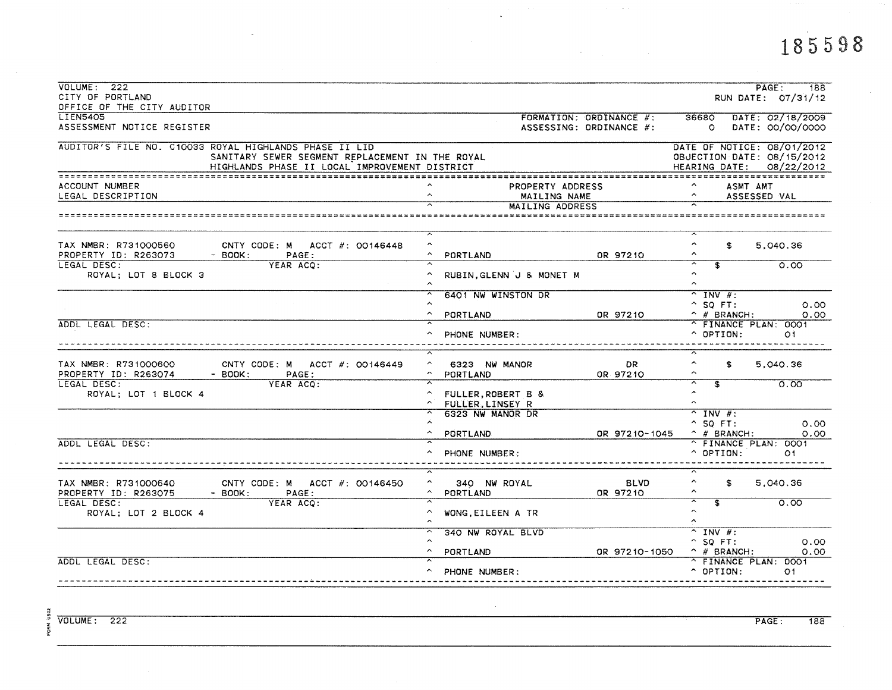185598

VOLUME: 222
CITY OF PORTLAND
OFFICE OF THE CITY AUDITOR
LIEN5405
ASSESSMENT NOTICE REGISTER

PAGE: 188
RUN DATE: 07/31/12

FORMATION: ORDINANCE #: 36680 DATE: 02/18/2009
ASSESSING: ORDINANCE #: 0 DATE: 00/00/0000

AUDITOR'S FILE NO. C10033 ROYAL HIGHLANDS PHASE II LID
SANITARY SEWER SEGMENT REPLACEMENT IN THE ROYAL
HIGHLANDS PHASE II LOCAL IMPROVEMENT DISTRICT

DATE OF NOTICE: 08/01/2012
OBJECTION DATE: 08/15/2012
HEARING DATE: 08/22/2012

| ACCOUNT NUMBER / LEGAL DESCRIPTION | PROPERTY ADDRESS / MAILING NAME / MAILING ADDRESS | ASMT AMT / ASSESSED VAL |
|---|---|---|
| TAX NMBR: R731000560 CNTY CODE: M ACCT #: 00146448<br>PROPERTY ID: R263073 - BOOK: PAGE:<br>LEGAL DESC: YEAR ACQ:<br>ROYAL; LOT 8 BLOCK 3<br>ADDL LEGAL DESC: | PORTLAND OR 97210<br>RUBIN,GLENN J & MONET M<br>6401 NW WINSTON DR<br>PORTLAND OR 97210<br>PHONE NUMBER: | $ 5,040.36<br>$ 0.00<br>INV #:<br>SQ FT: 0.00<br># BRANCH: 0.00<br>FINANCE PLAN: 0001<br>OPTION: 01 |
| TAX NMBR: R731000600 CNTY CODE: M ACCT #: 00146449<br>PROPERTY ID: R263074 - BOOK: PAGE:<br>LEGAL DESC: YEAR ACQ:<br>ROYAL; LOT 1 BLOCK 4<br>ADDL LEGAL DESC: | 6323 NW MANOR DR<br>PORTLAND OR 97210<br>FULLER,ROBERT B &<br>FULLER,LINSEY R<br>6323 NW MANOR DR<br>PORTLAND OR 97210-1045<br>PHONE NUMBER: | $ 5,040.36<br>$ 0.00<br>INV #:<br>SQ FT: 0.00<br># BRANCH: 0.00<br>FINANCE PLAN: 0001<br>OPTION: 01 |
| TAX NMBR: R731000640 CNTY CODE: M ACCT #: 00146450<br>PROPERTY ID: R263075 - BOOK: PAGE:<br>LEGAL DESC: YEAR ACQ:<br>ROYAL; LOT 2 BLOCK 4<br>ADDL LEGAL DESC: | 340 NW ROYAL BLVD<br>PORTLAND OR 97210<br>WONG,EILEEN A TR<br>340 NW ROYAL BLVD<br>PORTLAND OR 97210-1050<br>PHONE NUMBER: | $ 5,040.36<br>$ 0.00<br>INV #:<br>SQ FT: 0.00<br># BRANCH: 0.00<br>FINANCE PLAN: 0001<br>OPTION: 01 |

VOLUME: 222 PAGE: 188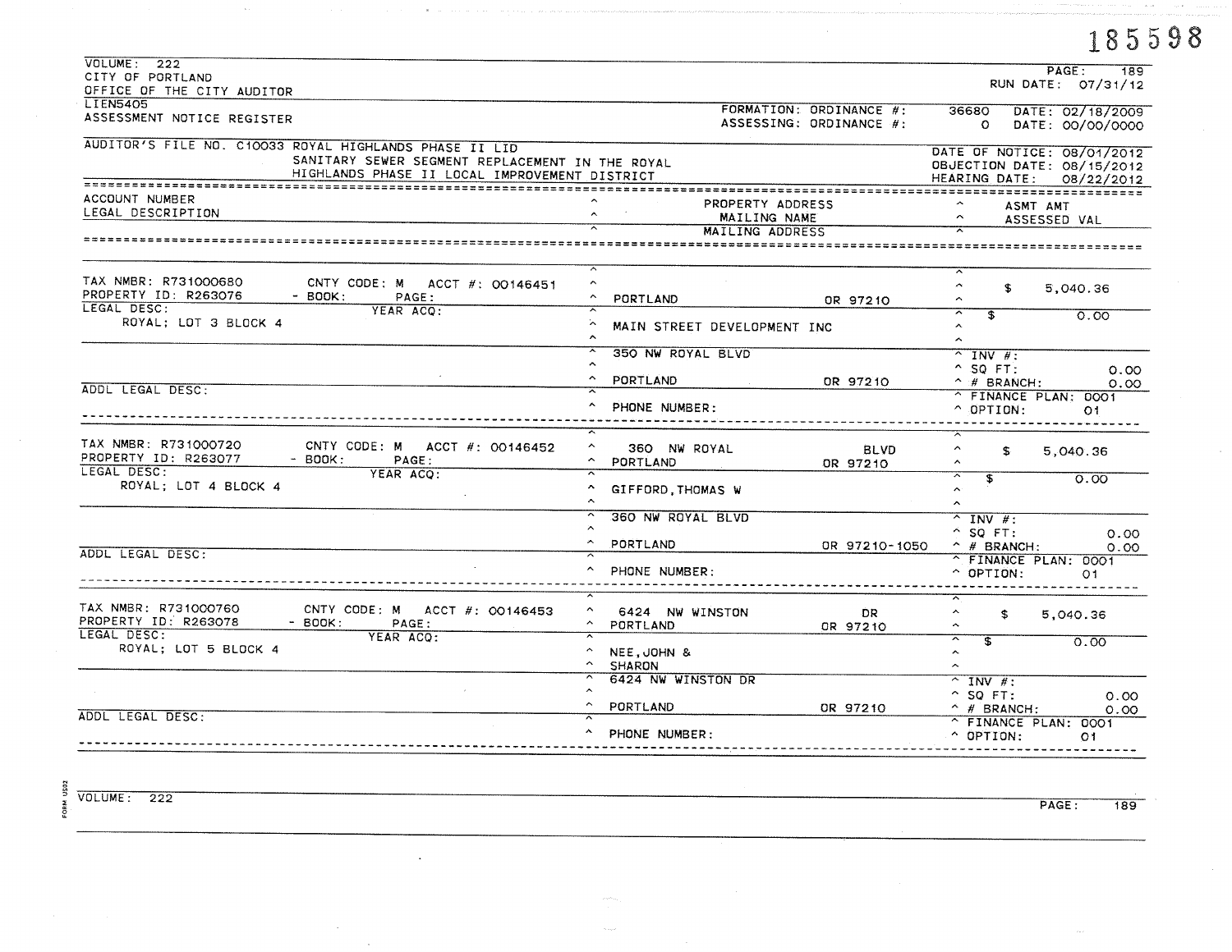185598

VOLUME: 222
CITY OF PORTLAND
OFFICE OF THE CITY AUDITOR

PAGE: 189
RUN DATE: 07/31/12

LIEN5405
ASSESSMENT NOTICE REGISTER

FORMATION: ORDINANCE #: 36680 DATE: 02/18/2009
ASSESSING: ORDINANCE #: 0 DATE: 00/00/0000

AUDITOR'S FILE NO. C10033 ROYAL HIGHLANDS PHASE II LID
SANITARY SEWER SEGMENT REPLACEMENT IN THE ROYAL HIGHLANDS PHASE II LOCAL IMPROVEMENT DISTRICT

DATE OF NOTICE: 08/01/2012
OBJECTION DATE: 08/15/2012
HEARING DATE: 08/22/2012

| ACCOUNT NUMBER / LEGAL DESCRIPTION | PROPERTY ADDRESS / MAILING NAME / MAILING ADDRESS | ASMT AMT / ASSESSED VAL |
|---|---|---|
| TAX NMBR: R731000680 CNTY CODE: M ACCT #: 00146451<br>PROPERTY ID: R263076 - BOOK: PAGE:<br>LEGAL DESC: YEAR ACQ:<br>ROYAL; LOT 3 BLOCK 4<br>ADDL LEGAL DESC: | PORTLAND OR 97210<br>MAIN STREET DEVELOPMENT INC<br>350 NW ROYAL BLVD<br>PORTLAND OR 97210<br>PHONE NUMBER: | $ 5,040.36<br>$ 0.00<br>INV #:<br>SQ FT: 0.00<br># BRANCH: 0.00<br>FINANCE PLAN: 0001<br>OPTION: 01 |
| TAX NMBR: R731000720 CNTY CODE: M ACCT #: 00146452<br>PROPERTY ID: R263077 - BOOK: PAGE:<br>LEGAL DESC: YEAR ACQ:<br>ROYAL; LOT 4 BLOCK 4<br>ADDL LEGAL DESC: | 360 NW ROYAL BLVD<br>PORTLAND OR 97210<br>GIFFORD,THOMAS W<br>360 NW ROYAL BLVD<br>PORTLAND OR 97210-1050<br>PHONE NUMBER: | $ 5,040.36<br>$ 0.00<br>INV #:<br>SQ FT: 0.00<br># BRANCH: 0.00<br>FINANCE PLAN: 0001<br>OPTION: 01 |
| TAX NMBR: R731000760 CNTY CODE: M ACCT #: 00146453<br>PROPERTY ID: R263078 - BOOK: PAGE:<br>LEGAL DESC: YEAR ACQ:<br>ROYAL; LOT 5 BLOCK 4<br>ADDL LEGAL DESC: | 6424 NW WINSTON DR<br>PORTLAND OR 97210<br>NEE,JOHN &<br>SHARON<br>6424 NW WINSTON DR<br>PORTLAND OR 97210<br>PHONE NUMBER: | $ 5,040.36<br>$ 0.00<br>INV #:<br>SQ FT: 0.00<br># BRANCH: 0.00<br>FINANCE PLAN: 0001<br>OPTION: 01 |

VOLUME: 222

PAGE: 189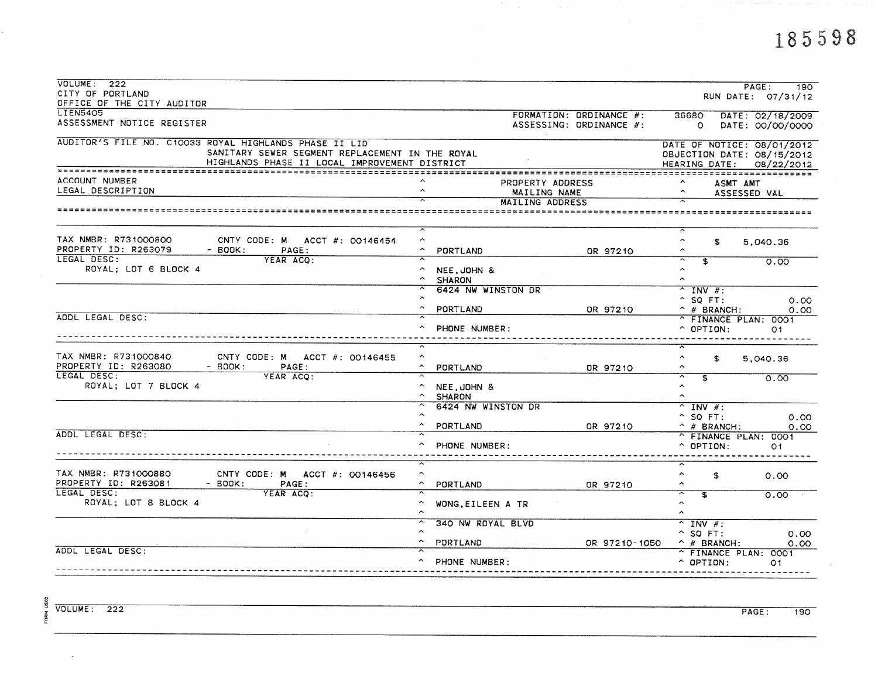185598

VOLUME: 222
CITY OF PORTLAND
OFFICE OF THE CITY AUDITOR
LIEN5405
ASSESSMENT NOTICE REGISTER

PAGE: 190
RUN DATE: 07/31/12

FORMATION: ORDINANCE #: 36680 DATE: 02/18/2009
ASSESSING: ORDINANCE #: 0 DATE: 00/00/0000

AUDITOR'S FILE NO. C10033 ROYAL HIGHLANDS PHASE II LID
SANITARY SEWER SEGMENT REPLACEMENT IN THE ROYAL HIGHLANDS PHASE II LOCAL IMPROVEMENT DISTRICT

DATE OF NOTICE: 08/01/2012
OBJECTION DATE: 08/15/2012
HEARING DATE: 08/22/2012

| ACCOUNT NUMBER / LEGAL DESCRIPTION | PROPERTY ADDRESS / MAILING NAME / MAILING ADDRESS | ASMT AMT / ASSESSED VAL |
|---|---|---|
| TAX NMBR: R731000800 CNTY CODE: M ACCT #: 00146454<br>PROPERTY ID: R263079 - BOOK: PAGE:<br>LEGAL DESC: YEAR ACQ:<br>ROYAL; LOT 6 BLOCK 4<br>ADDL LEGAL DESC: | PORTLAND OR 97210<br>NEE,JOHN &<br>SHARON<br>6424 NW WINSTON DR<br>PORTLAND OR 97210<br>PHONE NUMBER: | $ 5,040.36<br>$ 0.00<br>INV #:<br>SQ FT: 0.00<br># BRANCH: 0.00<br>FINANCE PLAN: 0001<br>OPTION: 01 |
| TAX NMBR: R731000840 CNTY CODE: M ACCT #: 00146455<br>PROPERTY ID: R263080 - BOOK: PAGE:<br>LEGAL DESC: YEAR ACQ:<br>ROYAL; LOT 7 BLOCK 4<br>ADDL LEGAL DESC: | PORTLAND OR 97210<br>NEE,JOHN &<br>SHARON<br>6424 NW WINSTON DR<br>PORTLAND OR 97210<br>PHONE NUMBER: | $ 5,040.36<br>$ 0.00<br>INV #:<br>SQ FT: 0.00<br># BRANCH: 0.00<br>FINANCE PLAN: 0001<br>OPTION: 01 |
| TAX NMBR: R731000880 CNTY CODE: M ACCT #: 00146456<br>PROPERTY ID: R263081 - BOOK: PAGE:<br>LEGAL DESC: YEAR ACQ:<br>ROYAL; LOT 8 BLOCK 4<br>ADDL LEGAL DESC: | PORTLAND OR 97210<br>WONG,EILEEN A TR<br>340 NW ROYAL BLVD<br>PORTLAND OR 97210-1050<br>PHONE NUMBER: | $ 0.00<br>$ 0.00<br>INV #:<br>SQ FT: 0.00<br># BRANCH: 0.00<br>FINANCE PLAN: 0001<br>OPTION: 01 |

VOLUME: 222 PAGE: 190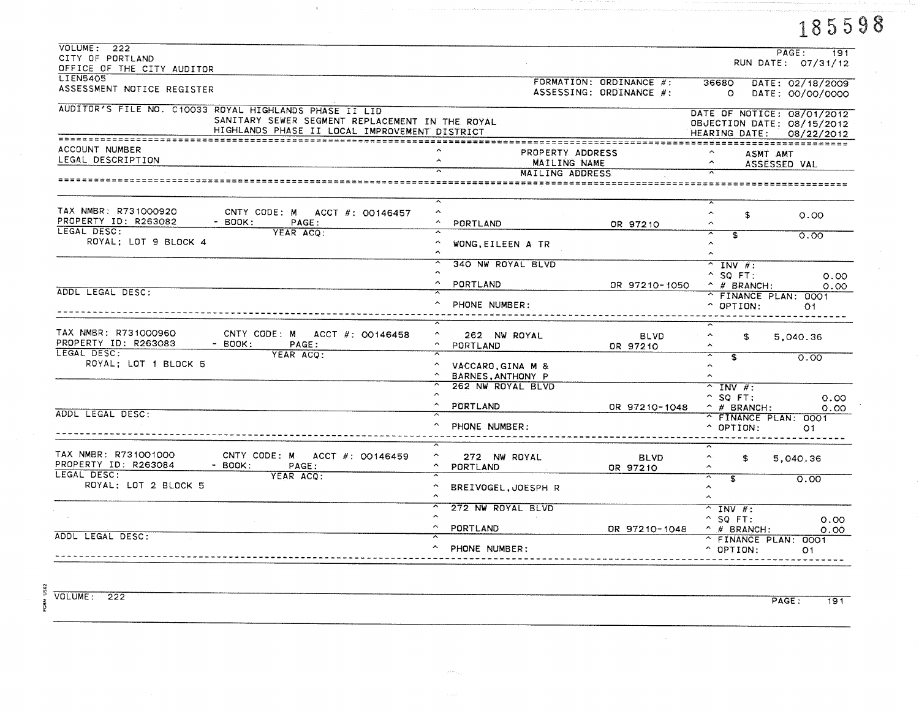185598

VOLUME: 222
CITY OF PORTLAND
OFFICE OF THE CITY AUDITOR

PAGE: 191
RUN DATE: 07/31/12

LIEN5405
ASSESSMENT NOTICE REGISTER

FORMATION: ORDINANCE #: 36680 DATE: 02/18/2009
ASSESSING: ORDINANCE #: 0 DATE: 00/00/0000

AUDITOR'S FILE NO. C10033 ROYAL HIGHLANDS PHASE II LID
SANITARY SEWER SEGMENT REPLACEMENT IN THE ROYAL HIGHLANDS PHASE II LOCAL IMPROVEMENT DISTRICT

DATE OF NOTICE: 08/01/2012
OBJECTION DATE: 08/15/2012
HEARING DATE: 08/22/2012

| ACCOUNT NUMBER / LEGAL DESCRIPTION | PROPERTY ADDRESS / MAILING NAME / MAILING ADDRESS | ASMT AMT / ASSESSED VAL |
|---|---|---|
| TAX NMBR: R731000920 CNTY CODE: M ACCT #: 00146457<br>PROPERTY ID: R263082 - BOOK: PAGE:<br>LEGAL DESC: YEAR ACQ:<br>ROYAL; LOT 9 BLOCK 4<br>ADDL LEGAL DESC: | PORTLAND OR 97210<br>WONG,EILEEN A TR<br>340 NW ROYAL BLVD<br>PORTLAND OR 97210-1050<br>PHONE NUMBER: | $ 0.00<br>$ 0.00<br>INV #:<br>SQ FT: 0.00<br># BRANCH: 0.00<br>FINANCE PLAN: 0001<br>OPTION: 01 |
| TAX NMBR: R731000960 CNTY CODE: M ACCT #: 00146458<br>PROPERTY ID: R263083 - BOOK: PAGE:<br>LEGAL DESC: YEAR ACQ:<br>ROYAL; LOT 1 BLOCK 5<br>ADDL LEGAL DESC: | 262 NW ROYAL BLVD<br>PORTLAND OR 97210<br>VACCARO,GINA M &<br>BARNES,ANTHONY P<br>262 NW ROYAL BLVD<br>PORTLAND OR 97210-1048<br>PHONE NUMBER: | $ 5,040.36<br>$ 0.00<br>INV #:<br>SQ FT: 0.00<br># BRANCH: 0.00<br>FINANCE PLAN: 0001<br>OPTION: 01 |
| TAX NMBR: R731001000 CNTY CODE: M ACCT #: 00146459<br>PROPERTY ID: R263084 - BOOK: PAGE:<br>LEGAL DESC: YEAR ACQ:<br>ROYAL; LOT 2 BLOCK 5<br>ADDL LEGAL DESC: | 272 NW ROYAL BLVD<br>PORTLAND OR 97210<br>BREIVOGEL,JOESPH R<br>272 NW ROYAL BLVD<br>PORTLAND OR 97210-1048<br>PHONE NUMBER: | $ 5,040.36<br>$ 0.00<br>INV #:<br>SQ FT: 0.00<br># BRANCH: 0.00<br>FINANCE PLAN: 0001<br>OPTION: 01 |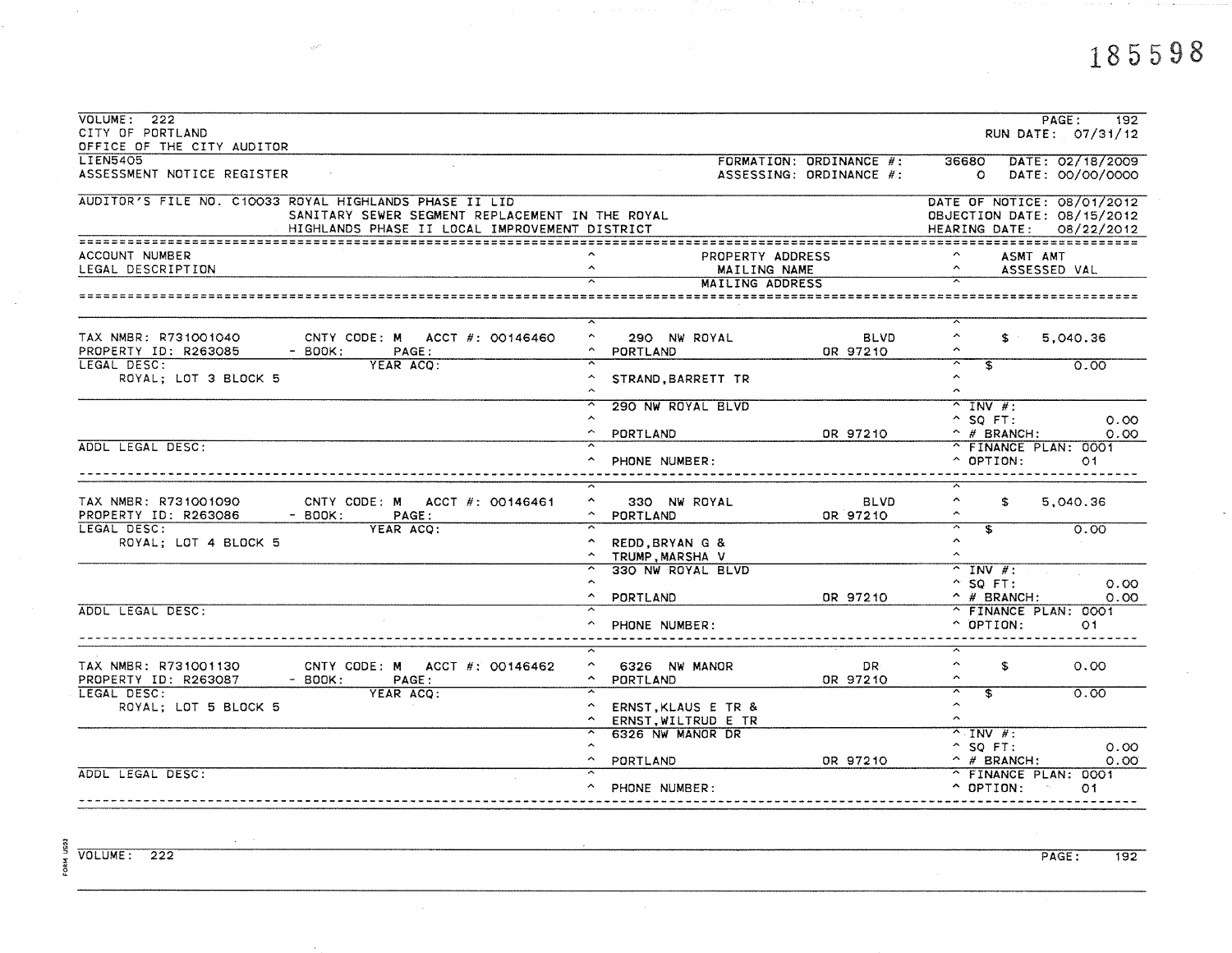185598

VOLUME: 222
CITY OF PORTLAND
OFFICE OF THE CITY AUDITOR

PAGE: 192
RUN DATE: 07/31/12

LIEN5405
ASSESSMENT NOTICE REGISTER

FORMATION: ORDINANCE #: 36680 DATE: 02/18/2009
ASSESSING: ORDINANCE #: 0 DATE: 00/00/0000

AUDITOR'S FILE NO. C10033 ROYAL HIGHLANDS PHASE II LID
SANITARY SEWER SEGMENT REPLACEMENT IN THE ROYAL HIGHLANDS PHASE II LOCAL IMPROVEMENT DISTRICT

DATE OF NOTICE: 08/01/2012
OBJECTION DATE: 08/15/2012
HEARING DATE: 08/22/2012

| ACCOUNT NUMBER / LEGAL DESCRIPTION | PROPERTY ADDRESS / MAILING NAME / MAILING ADDRESS | ASMT AMT / ASSESSED VAL |
|---|---|---|
| TAX NMBR: R731001040 CNTY CODE: M ACCT #: 00146460<br>PROPERTY ID: R263085 - BOOK: PAGE:<br>LEGAL DESC: YEAR ACQ:<br>ROYAL; LOT 3 BLOCK 5<br>ADDL LEGAL DESC: | 290 NW ROYAL BLVD<br>PORTLAND OR 97210<br>STRAND,BARRETT TR<br>290 NW ROYAL BLVD<br>PORTLAND OR 97210<br>PHONE NUMBER: | $ 5,040.36<br>$ 0.00<br>INV #:<br>SQ FT: 0.00<br># BRANCH: 0.00<br>FINANCE PLAN: 0001<br>OPTION: 01 |
| TAX NMBR: R731001090 CNTY CODE: M ACCT #: 00146461<br>PROPERTY ID: R263086 - BOOK: PAGE:<br>LEGAL DESC: YEAR ACQ:<br>ROYAL; LOT 4 BLOCK 5<br>ADDL LEGAL DESC: | 330 NW ROYAL BLVD<br>PORTLAND OR 97210<br>REDD,BRYAN G &<br>TRUMP,MARSHA V<br>330 NW ROYAL BLVD<br>PORTLAND OR 97210<br>PHONE NUMBER: | $ 5,040.36<br>$ 0.00<br>INV #:<br>SQ FT: 0.00<br># BRANCH: 0.00<br>FINANCE PLAN: 0001<br>OPTION: 01 |
| TAX NMBR: R731001130 CNTY CODE: M ACCT #: 00146462<br>PROPERTY ID: R263087 - BOOK: PAGE:<br>LEGAL DESC: YEAR ACQ:<br>ROYAL; LOT 5 BLOCK 5<br>ADDL LEGAL DESC: | 6326 NW MANOR DR<br>PORTLAND OR 97210<br>ERNST,KLAUS E TR &<br>ERNST,WILTRUD E TR<br>6326 NW MANOR DR<br>PORTLAND OR 97210<br>PHONE NUMBER: | $ 0.00<br>$ 0.00<br>INV #:<br>SQ FT: 0.00<br># BRANCH: 0.00<br>FINANCE PLAN: 0001<br>OPTION: 01 |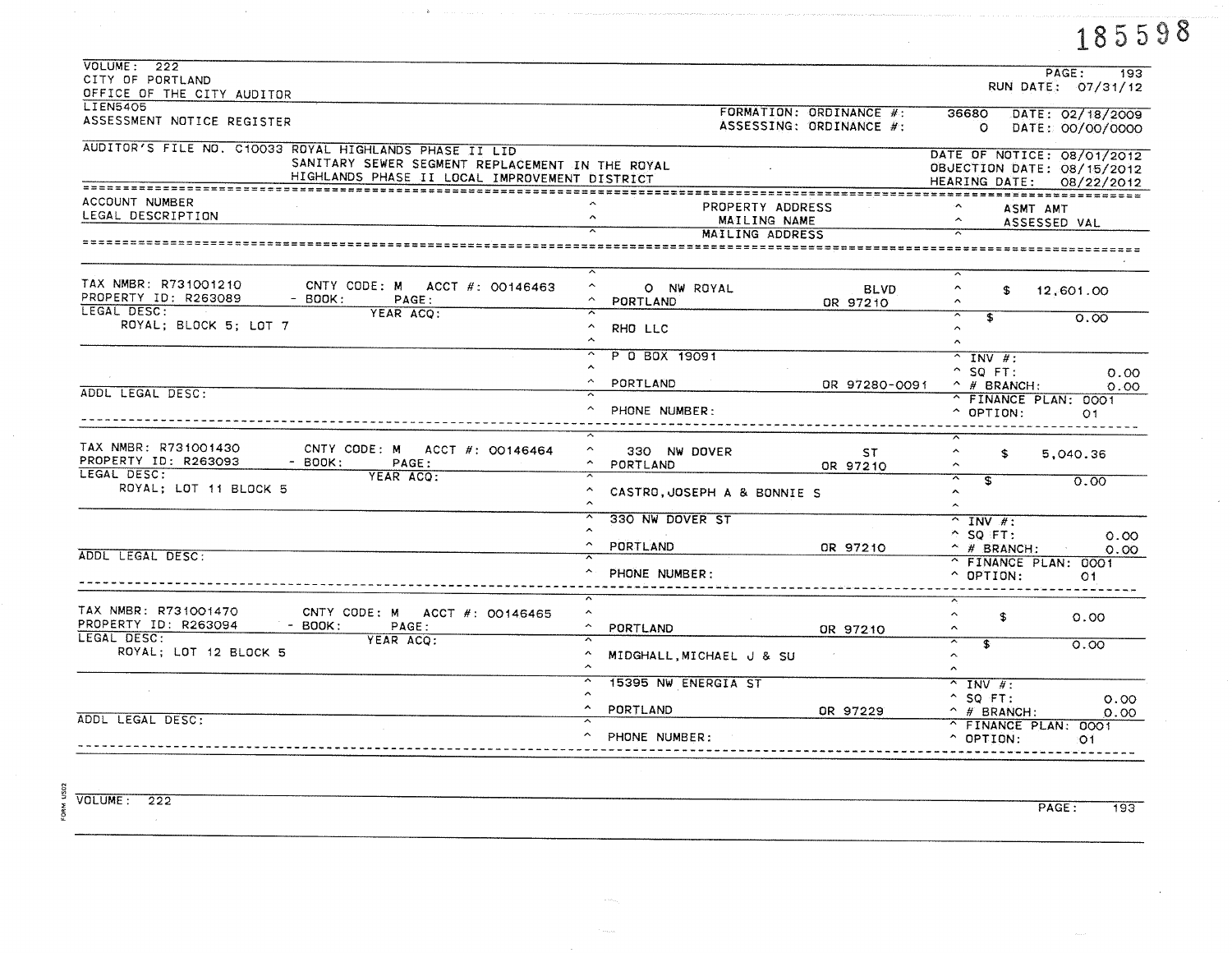185598

VOLUME: 222
CITY OF PORTLAND
OFFICE OF THE CITY AUDITOR

RUN DATE: 07/31/12

LIEN5405
ASSESSMENT NOTICE REGISTER

FORMATION: ORDINANCE #: 36680 DATE: 02/18/2009
ASSESSING: ORDINANCE #: 0 DATE: 00/00/0000

AUDITOR'S FILE NO. C10033 ROYAL HIGHLANDS PHASE II LID
SANITARY SEWER SEGMENT REPLACEMENT IN THE ROYAL
HIGHLANDS PHASE II LOCAL IMPROVEMENT DISTRICT

DATE OF NOTICE: 08/01/2012
OBJECTION DATE: 08/15/2012
HEARING DATE: 08/22/2012

| ACCOUNT NUMBER / LEGAL DESCRIPTION | PROPERTY ADDRESS / MAILING NAME / MAILING ADDRESS | ASMT AMT / ASSESSED VAL |
|---|---|---|
| TAX NMBR: R731001210 CNTY CODE: M ACCT #: 00146463<br>PROPERTY ID: R263089 - BOOK: PAGE:<br>LEGAL DESC: YEAR ACQ:<br>ROYAL; BLOCK 5; LOT 7<br>ADDL LEGAL DESC: | 0 NW ROYAL BLVD<br>PORTLAND OR 97210<br>RHO LLC<br>P O BOX 19091<br>PORTLAND OR 97280-0091<br>PHONE NUMBER: | $ 12,601.00<br>$ 0.00<br>INV #:<br>SQ FT: 0.00<br># BRANCH: 0.00<br>FINANCE PLAN: 0001<br>OPTION: 01 |
| TAX NMBR: R731001430 CNTY CODE: M ACCT #: 00146464<br>PROPERTY ID: R263093 - BOOK: PAGE:<br>LEGAL DESC: YEAR ACQ:<br>ROYAL; LOT 11 BLOCK 5<br>ADDL LEGAL DESC: | 330 NW DOVER ST<br>PORTLAND OR 97210<br>CASTRO,JOSEPH A & BONNIE S<br>330 NW DOVER ST<br>PORTLAND OR 97210<br>PHONE NUMBER: | $ 5,040.36<br>$ 0.00<br>INV #:<br>SQ FT: 0.00<br># BRANCH: 0.00<br>FINANCE PLAN: 0001<br>OPTION: 01 |
| TAX NMBR: R731001470 CNTY CODE: M ACCT #: 00146465<br>PROPERTY ID: R263094 - BOOK: PAGE:<br>LEGAL DESC: YEAR ACQ:<br>ROYAL; LOT 12 BLOCK 5<br>ADDL LEGAL DESC: | PORTLAND OR 97210<br>MIDGHALL,MICHAEL J & SU<br>15395 NW ENERGIA ST<br>PORTLAND OR 97229<br>PHONE NUMBER: | $ 0.00<br>$ 0.00<br>INV #:<br>SQ FT: 0.00<br># BRANCH: 0.00<br>FINANCE PLAN: 0001<br>OPTION: 01 |

VOLUME: 222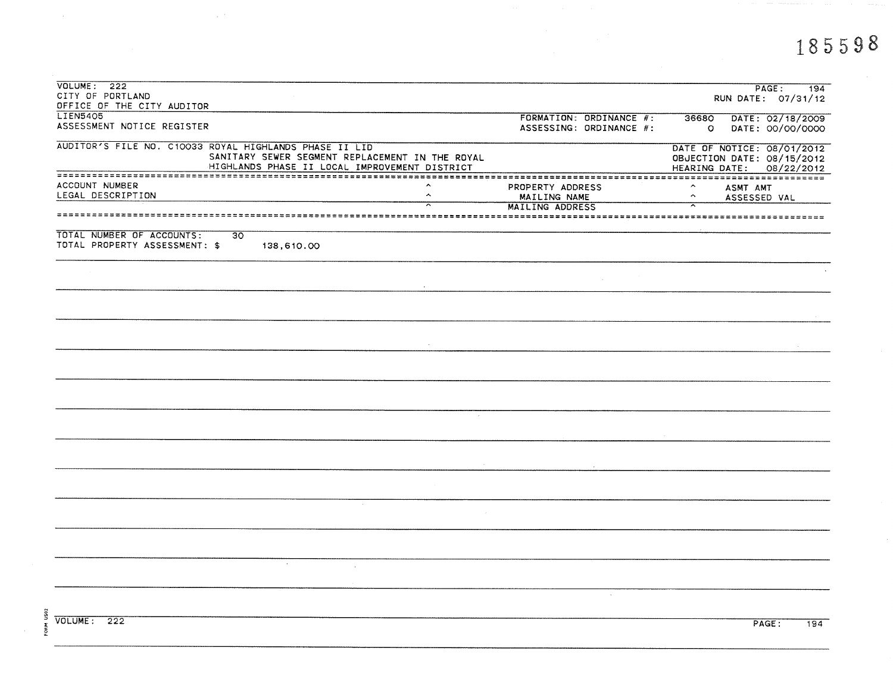185598

VOLUME: 222
CITY OF PORTLAND
OFFICE OF THE CITY AUDITOR

PAGE: 194
RUN DATE: 07/31/12

LIEN5405
ASSESSMENT NOTICE REGISTER

FORMATION: ORDINANCE #: 36680 DATE: 02/18/2009
ASSESSING: ORDINANCE #: 0 DATE: 00/00/0000

AUDITOR'S FILE NO. C10033 ROYAL HIGHLANDS PHASE II LID
SANITARY SEWER SEGMENT REPLACEMENT IN THE ROYAL
HIGHLANDS PHASE II LOCAL IMPROVEMENT DISTRICT

DATE OF NOTICE: 08/01/2012
OBJECTION DATE: 08/15/2012
HEARING DATE: 08/22/2012

| ACCOUNT NUMBER / LEGAL DESCRIPTION | PROPERTY ADDRESS / MAILING NAME / MAILING ADDRESS | ASMT AMT / ASSESSED VAL |
|---|---|---|

TOTAL NUMBER OF ACCOUNTS: 30
TOTAL PROPERTY ASSESSMENT: $ 138,610.00